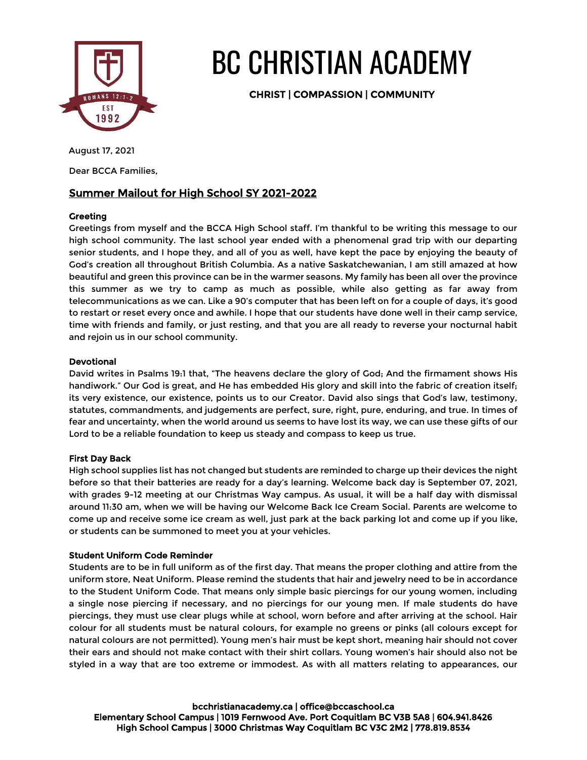# BC CHRISTIAN ACADEMY

**CHRIST | COMPASSION | COMMUNITY**

August 17, 2021

Dear BCCA Families,

## Summer Mailout for High School SY 2021-2022

### Greeting

Greetings from myself and the BCCA High School staff. I'm thankful to be writing this message to our high school community. The last school year ended with a phenomenal grad trip with our departing senior students, and I hope they, and all of you as well, have kept the pace by enjoying the beauty of God's creation all throughout British Columbia. As a native Saskatchewanian, I am still amazed at how beautiful and green this province can be in the warmer seasons. My family has been all over the province this summer as we try to camp as much as possible, while also getting as far away from telecommunications as we can. Like a 90's computer that has been left on for a couple of days, it's good to restart or reset every once and awhile. I hope that our students have done well in their camp service, time with friends and family, or just resting, and that you are all ready to reverse your nocturnal habit and rejoin us in our school community.

### Devotional

David writes in Psalms 19:1 that, "The heavens declare the glory of God; And the firmament shows His handiwork." Our God is great, and He has embedded His glory and skill into the fabric of creation itself; its very existence, our existence, points us to our Creator. David also sings that God's law, testimony, statutes, commandments, and judgements are perfect, sure, right, pure, enduring, and true. In times of fear and uncertainty, when the world around us seems to have lost its way, we can use these gifts of our Lord to be a reliable foundation to keep us steady and compass to keep us true.

### First Day Back

High school supplies list has not changed but students are reminded to charge up their devices the night before so that their batteries are ready for a day's learning. Welcome back day is September 07, 2021, with grades 9-12 meeting at our Christmas Way campus. As usual, it will be a half day with dismissal around 11:30 am, when we will be having our Welcome Back Ice Cream Social. Parents are welcome to come up and receive some ice cream as well, just park at the back parking lot and come up if you like, or students can be summoned to meet you at your vehicles.

### Student Uniform Code Reminder

Students are to be in full uniform as of the first day. That means the proper clothing and attire from the uniform store, Neat Uniform. Please remind the students that hair and jewelry need to be in accordance to the Student Uniform Code. That means only simple basic piercings for our young women, including a single nose piercing if necessary, and no piercings for our young men. If male students do have piercings, they must use clear plugs while at school, worn before and after arriving at the school. Hair colour for all students must be natural colours, for example no greens or pinks (all colours except for natural colours are not permitted). Young men's hair must be kept short, meaning hair should not cover their ears and should not make contact with their shirt collars. Young women's hair should also not be styled in a way that are too extreme or immodest. As with all matters relating to appearances, our

bcchristianacademy.ca | office@bccaschool.ca
Elementary School Campus | 1019 Fernwood Ave. Port Coquitlam BC V3B 5A8 | 604.941.8426
High School Campus | 3000 Christmas Way Coquitlam BC V3C 2M2 | 778.819.8534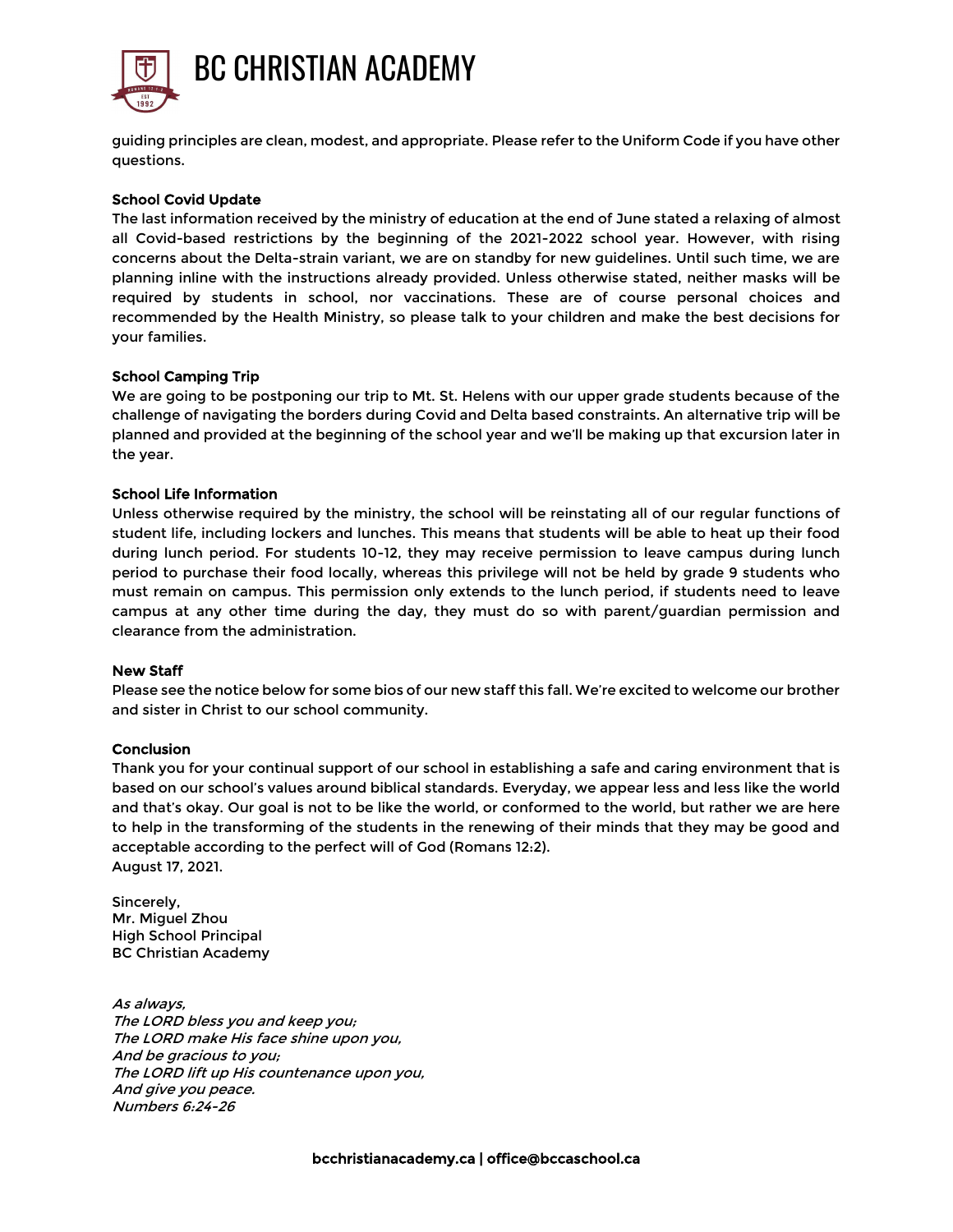guiding principles are clean, modest, and appropriate. Please refer to the Uniform Code if you have other questions.

**School Covid Update**

The last information received by the ministry of education at the end of June stated a relaxing of almost all Covid-based restrictions by the beginning of the 2021-2022 school year. However, with rising concerns about the Delta-strain variant, we are on standby for new guidelines. Until such time, we are planning inline with the instructions already provided. Unless otherwise stated, neither masks will be required by students in school, nor vaccinations. These are of course personal choices and recommended by the Health Ministry, so please talk to your children and make the best decisions for your families.

**School Camping Trip**

We are going to be postponing our trip to Mt. St. Helens with our upper grade students because of the challenge of navigating the borders during Covid and Delta based constraints. An alternative trip will be planned and provided at the beginning of the school year and we'll be making up that excursion later in the year.

**School Life Information**

Unless otherwise required by the ministry, the school will be reinstating all of our regular functions of student life, including lockers and lunches. This means that students will be able to heat up their food during lunch period. For students 10-12, they may receive permission to leave campus during lunch period to purchase their food locally, whereas this privilege will not be held by grade 9 students who must remain on campus. This permission only extends to the lunch period, if students need to leave campus at any other time during the day, they must do so with parent/guardian permission and clearance from the administration.

**New Staff**

Please see the notice below for some bios of our new staff this fall. We're excited to welcome our brother and sister in Christ to our school community.

**Conclusion**

Thank you for your continual support of our school in establishing a safe and caring environment that is based on our school's values around biblical standards. Everyday, we appear less and less like the world and that's okay. Our goal is not to be like the world, or conformed to the world, but rather we are here to help in the transforming of the students in the renewing of their minds that they may be good and acceptable according to the perfect will of God (Romans 12:2).
August 17, 2021.

Sincerely,
Mr. Miguel Zhou
High School Principal
BC Christian Academy

*As always,*
*The LORD bless you and keep you;*
*The LORD make His face shine upon you,*
*And be gracious to you;*
*The LORD lift up His countenance upon you,*
*And give you peace.*
*Numbers 6:24-26*

bcchristianacademy.ca | office@bccaschool.ca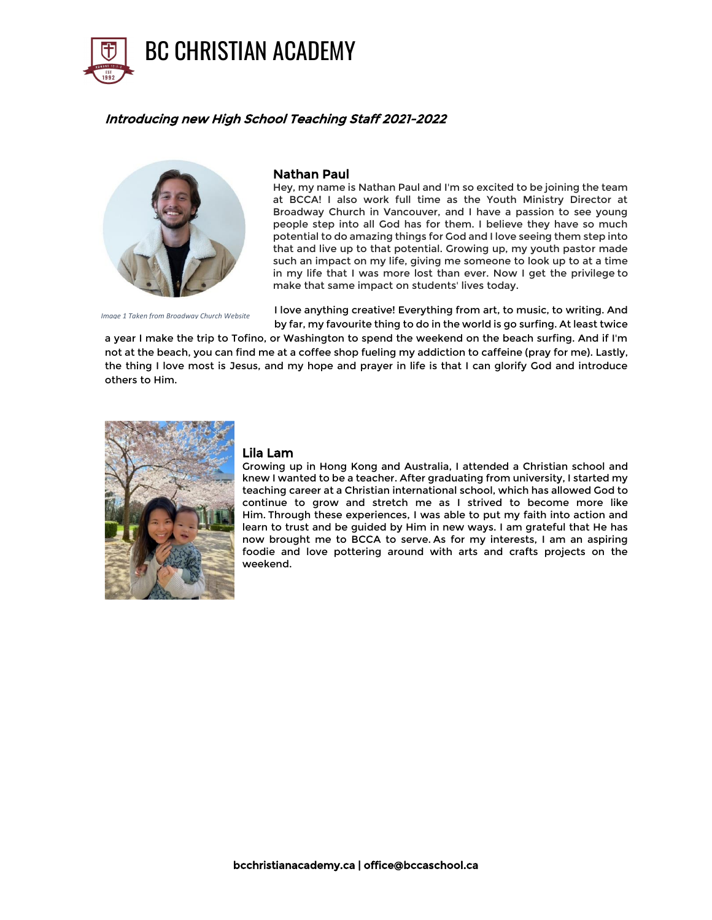# BC CHRISTIAN ACADEMY

*Introducing new High School Teaching Staff 2021-2022*

Image 1 Taken from Broadway Church Website

## Nathan Paul

Hey, my name is Nathan Paul and I'm so excited to be joining the team at BCCA! I also work full time as the Youth Ministry Director at Broadway Church in Vancouver, and I have a passion to see young people step into all God has for them. I believe they have so much potential to do amazing things for God and I love seeing them step into that and live up to that potential. Growing up, my youth pastor made such an impact on my life, giving me someone to look up to at a time in my life that I was more lost than ever. Now I get the privilege to make that same impact on students' lives today.

I love anything creative! Everything from art, to music, to writing. And by far, my favourite thing to do in the world is go surfing. At least twice a year I make the trip to Tofino, or Washington to spend the weekend on the beach surfing. And if I'm not at the beach, you can find me at a coffee shop fueling my addiction to caffeine (pray for me). Lastly, the thing I love most is Jesus, and my hope and prayer in life is that I can glorify God and introduce others to Him.

## Lila Lam

Growing up in Hong Kong and Australia, I attended a Christian school and knew I wanted to be a teacher. After graduating from university, I started my teaching career at a Christian international school, which has allowed God to continue to grow and stretch me as I strived to become more like Him. Through these experiences, I was able to put my faith into action and learn to trust and be guided by Him in new ways. I am grateful that He has now brought me to BCCA to serve. As for my interests, I am an aspiring foodie and love pottering around with arts and crafts projects on the weekend.

bcchristianacademy.ca | office@bccaschool.ca